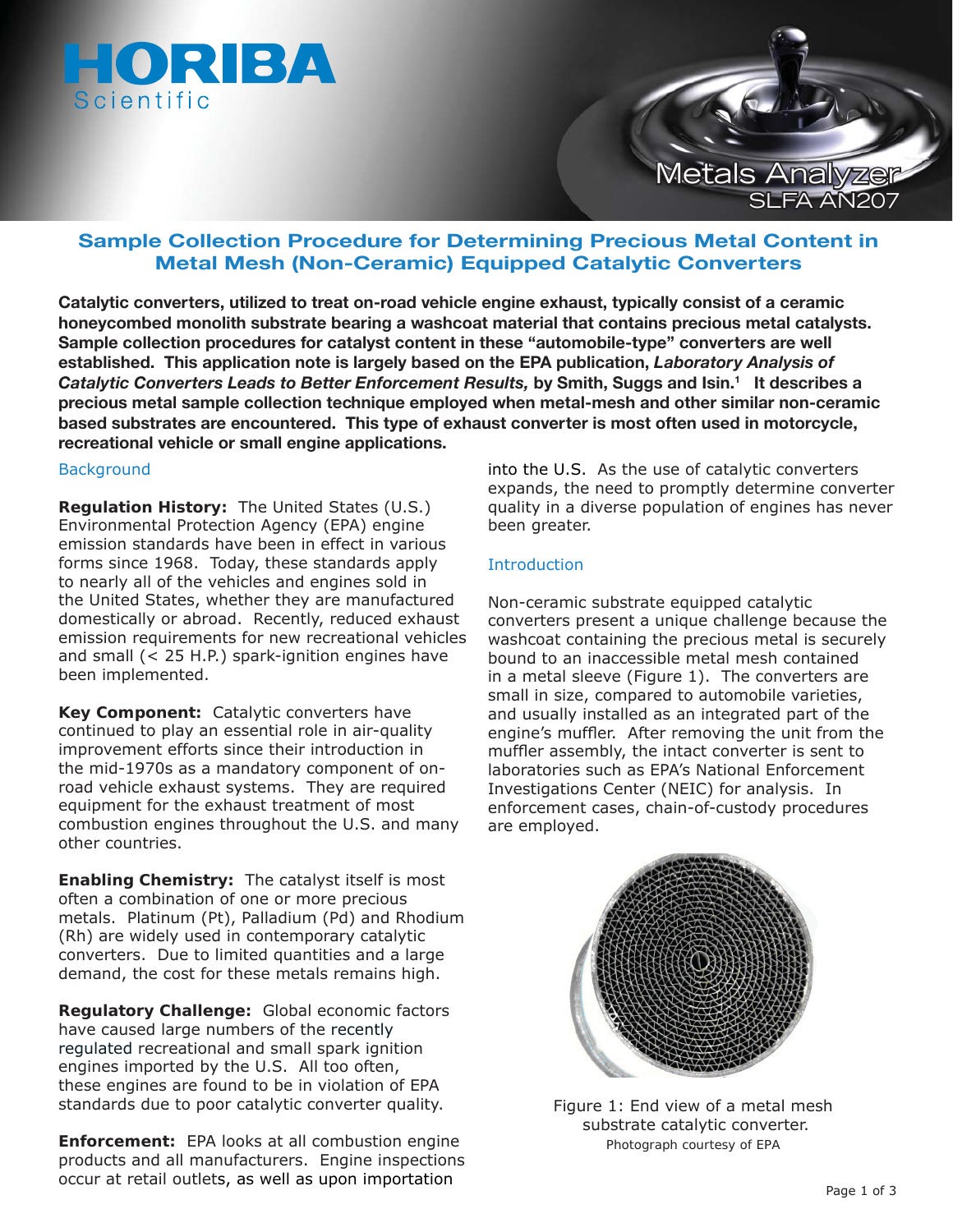HORIBA Scientific

Metals Analyzer
SLFA AN207

# Sample Collection Procedure for Determining Precious Metal Content in Metal Mesh (Non-Ceramic) Equipped Catalytic Converters

**Catalytic converters, utilized to treat on-road vehicle engine exhaust, typically consist of a ceramic honeycombed monolith substrate bearing a washcoat material that contains precious metal catalysts. Sample collection procedures for catalyst content in these "automobile-type" converters are well established. This application note is largely based on the EPA publication, *Laboratory Analysis of Catalytic Converters Leads to Better Enforcement Results,* by Smith, Suggs and Isin.[1] It describes a precious metal sample collection technique employed when metal-mesh and other similar non-ceramic based substrates are encountered. This type of exhaust converter is most often used in motorcycle, recreational vehicle or small engine applications.**

## Background

**Regulation History:** The United States (U.S.) Environmental Protection Agency (EPA) engine emission standards have been in effect in various forms since 1968. Today, these standards apply to nearly all of the vehicles and engines sold in the United States, whether they are manufactured domestically or abroad. Recently, reduced exhaust emission requirements for new recreational vehicles and small (< 25 H.P.) spark-ignition engines have been implemented.

**Key Component:** Catalytic converters have continued to play an essential role in air-quality improvement efforts since their introduction in the mid-1970s as a mandatory component of on-road vehicle exhaust systems. They are required equipment for the exhaust treatment of most combustion engines throughout the U.S. and many other countries.

**Enabling Chemistry:** The catalyst itself is most often a combination of one or more precious metals. Platinum (Pt), Palladium (Pd) and Rhodium (Rh) are widely used in contemporary catalytic converters. Due to limited quantities and a large demand, the cost for these metals remains high.

**Regulatory Challenge:** Global economic factors have caused large numbers of the recently regulated recreational and small spark ignition engines imported by the U.S. All too often, these engines are found to be in violation of EPA standards due to poor catalytic converter quality.

**Enforcement:** EPA looks at all combustion engine products and all manufacturers. Engine inspections occur at retail outlets, as well as upon importation into the U.S. As the use of catalytic converters expands, the need to promptly determine converter quality in a diverse population of engines has never been greater.

## Introduction

Non-ceramic substrate equipped catalytic converters present a unique challenge because the washcoat containing the precious metal is securely bound to an inaccessible metal mesh contained in a metal sleeve (Figure 1). The converters are small in size, compared to automobile varieties, and usually installed as an integrated part of the engine's muffler. After removing the unit from the muffler assembly, the intact converter is sent to laboratories such as EPA's National Enforcement Investigations Center (NEIC) for analysis. In enforcement cases, chain-of-custody procedures are employed.

Figure 1: End view of a metal mesh substrate catalytic converter.
Photograph courtesy of EPA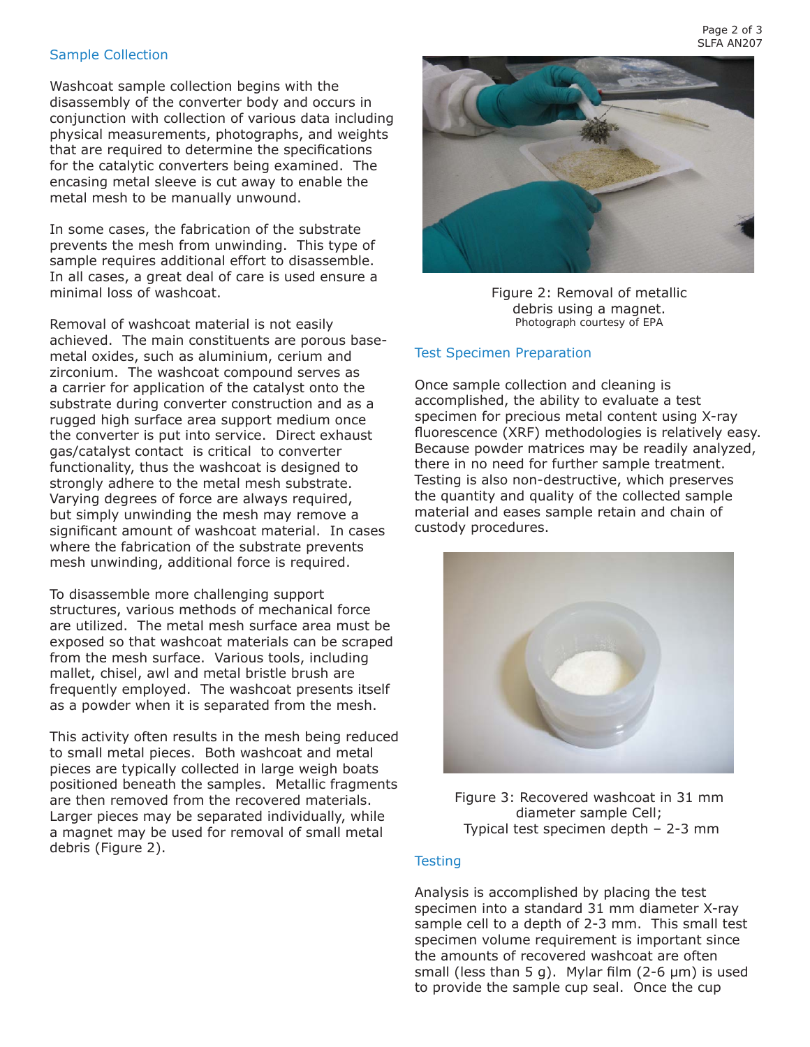## Sample Collection

Washcoat sample collection begins with the disassembly of the converter body and occurs in conjunction with collection of various data including physical measurements, photographs, and weights that are required to determine the specifications for the catalytic converters being examined. The encasing metal sleeve is cut away to enable the metal mesh to be manually unwound.

In some cases, the fabrication of the substrate prevents the mesh from unwinding. This type of sample requires additional effort to disassemble. In all cases, a great deal of care is used ensure a minimal loss of washcoat.

Removal of washcoat material is not easily achieved. The main constituents are porous base-metal oxides, such as aluminium, cerium and zirconium. The washcoat compound serves as a carrier for application of the catalyst onto the substrate during converter construction and as a rugged high surface area support medium once the converter is put into service. Direct exhaust gas/catalyst contact is critical to converter functionality, thus the washcoat is designed to strongly adhere to the metal mesh substrate. Varying degrees of force are always required, but simply unwinding the mesh may remove a significant amount of washcoat material. In cases where the fabrication of the substrate prevents mesh unwinding, additional force is required.

To disassemble more challenging support structures, various methods of mechanical force are utilized. The metal mesh surface area must be exposed so that washcoat materials can be scraped from the mesh surface. Various tools, including mallet, chisel, awl and metal bristle brush are frequently employed. The washcoat presents itself as a powder when it is separated from the mesh.

This activity often results in the mesh being reduced to small metal pieces. Both washcoat and metal pieces are typically collected in large weigh boats positioned beneath the samples. Metallic fragments are then removed from the recovered materials. Larger pieces may be separated individually, while a magnet may be used for removal of small metal debris (Figure 2).

Figure 2: Removal of metallic debris using a magnet.
Photograph courtesy of EPA

## Test Specimen Preparation

Once sample collection and cleaning is accomplished, the ability to evaluate a test specimen for precious metal content using X-ray fluorescence (XRF) methodologies is relatively easy. Because powder matrices may be readily analyzed, there in no need for further sample treatment. Testing is also non-destructive, which preserves the quantity and quality of the collected sample material and eases sample retain and chain of custody procedures.

Figure 3: Recovered washcoat in 31 mm diameter sample Cell;
Typical test specimen depth – 2-3 mm

## Testing

Analysis is accomplished by placing the test specimen into a standard 31 mm diameter X-ray sample cell to a depth of 2-3 mm. This small test specimen volume requirement is important since the amounts of recovered washcoat are often small (less than 5 g). Mylar film (2-6 μm) is used to provide the sample cup seal. Once the cup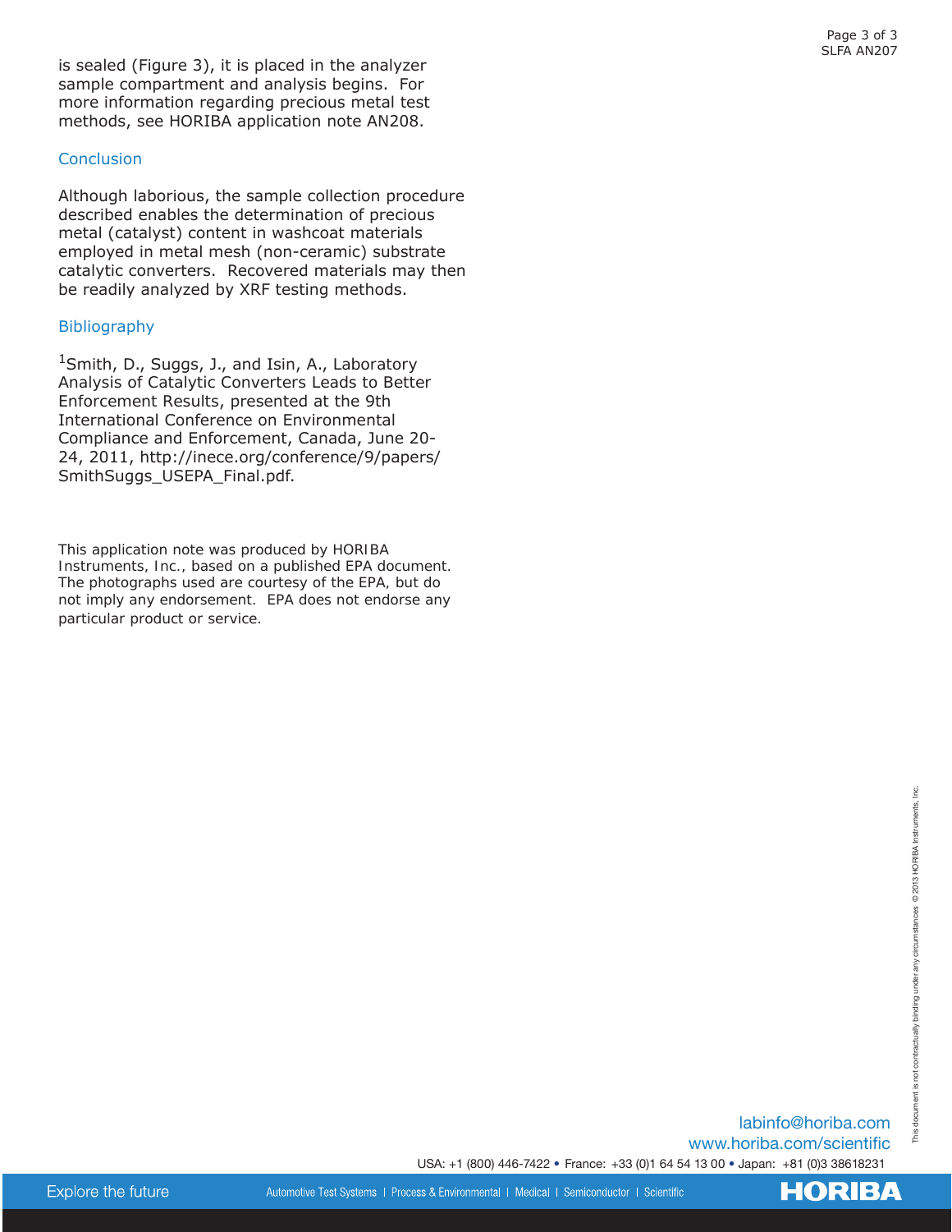is sealed (Figure 3), it is placed in the analyzer sample compartment and analysis begins. For more information regarding precious metal test methods, see HORIBA application note AN208.

## Conclusion

Although laborious, the sample collection procedure described enables the determination of precious metal (catalyst) content in washcoat materials employed in metal mesh (non-ceramic) substrate catalytic converters. Recovered materials may then be readily analyzed by XRF testing methods.

## Bibliography

[1]Smith, D., Suggs, J., and Isin, A., Laboratory Analysis of Catalytic Converters Leads to Better Enforcement Results, presented at the 9th International Conference on Environmental Compliance and Enforcement, Canada, June 20-24, 2011, http://inece.org/conference/9/papers/SmithSuggs_USEPA_Final.pdf.

This application note was produced by HORIBA Instruments, Inc., based on a published EPA document. The photographs used are courtesy of the EPA, but do not imply any endorsement. EPA does not endorse any particular product or service.

This document is not contractually binding under any circumstances © 2013 HORIBA Instruments, Inc.

labinfo@horiba.com
www.horiba.com/scientific

USA: +1 (800) 446-7422 • France: +33 (0)1 64 54 13 00 • Japan: +81 (0)3 38618231

Explore the future | Automotive Test Systems | Process & Environmental | Medical | Semiconductor | Scientific | HORIBA